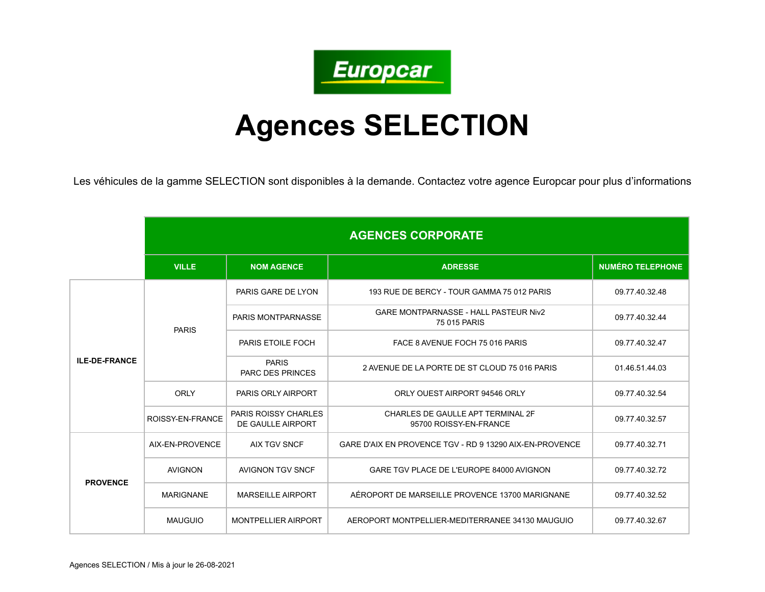Europcar

# Agences SELECTION

Les véhicules de la gamme SELECTION sont disponibles à la demande. Contactez votre agence Europcar pour plus d'informations

| | AGENCES CORPORATE | | | |
|---|---|---|---|---|
| | VILLE | NOM AGENCE | ADRESSE | NUMÉRO TELEPHONE |
| **ILE-DE-FRANCE** | PARIS | PARIS GARE DE LYON | 193 RUE DE BERCY - TOUR GAMMA 75 012 PARIS | 09.77.40.32.48 |
| | | PARIS MONTPARNASSE | GARE MONTPARNASSE - HALL PASTEUR Niv2 75 015 PARIS | 09.77.40.32.44 |
| | | PARIS ETOILE FOCH | FACE 8 AVENUE FOCH 75 016 PARIS | 09.77.40.32.47 |
| | | PARIS PARC DES PRINCES | 2 AVENUE DE LA PORTE DE ST CLOUD 75 016 PARIS | 01.46.51.44.03 |
| | ORLY | PARIS ORLY AIRPORT | ORLY OUEST AIRPORT 94546 ORLY | 09.77.40.32.54 |
| | ROISSY-EN-FRANCE | PARIS ROISSY CHARLES DE GAULLE AIRPORT | CHARLES DE GAULLE APT TERMINAL 2F 95700 ROISSY-EN-FRANCE | 09.77.40.32.57 |
| **PROVENCE** | AIX-EN-PROVENCE | AIX TGV SNCF | GARE D'AIX EN PROVENCE TGV - RD 9 13290 AIX-EN-PROVENCE | 09.77.40.32.71 |
| | AVIGNON | AVIGNON TGV SNCF | GARE TGV PLACE DE L'EUROPE 84000 AVIGNON | 09.77.40.32.72 |
| | MARIGNANE | MARSEILLE AIRPORT | AÉROPORT DE MARSEILLE PROVENCE 13700 MARIGNANE | 09.77.40.32.52 |
| | MAUGUIO | MONTPELLIER AIRPORT | AEROPORT MONTPELLIER-MEDITERRANEE 34130 MAUGUIO | 09.77.40.32.67 |

Agences SELECTION / Mis à jour le 26-08-2021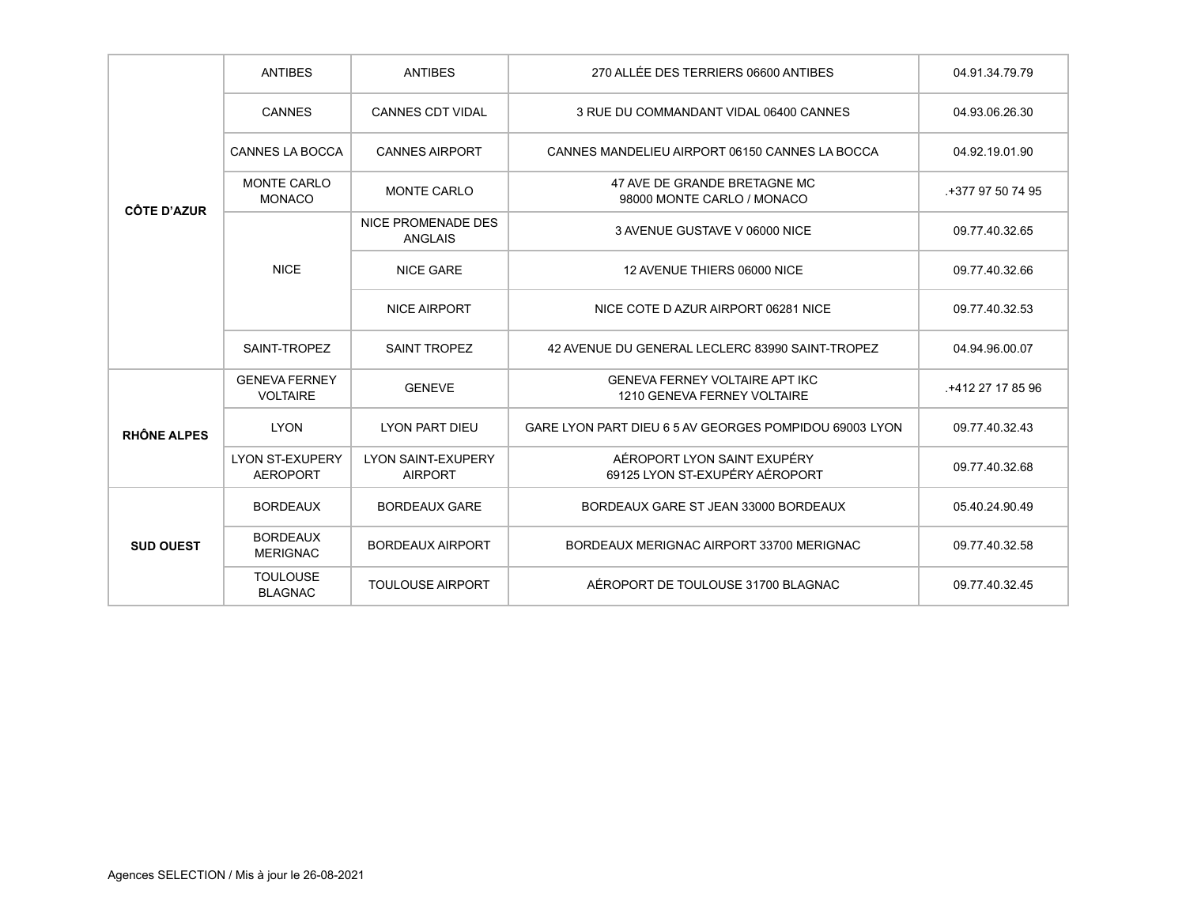| CÔTE D'AZUR | ANTIBES | ANTIBES | 270 ALLÉE DES TERRIERS 06600 ANTIBES | 04.91.34.79.79 |
| --- | --- | --- | --- | --- |
| | CANNES | CANNES CDT VIDAL | 3 RUE DU COMMANDANT VIDAL 06400 CANNES | 04.93.06.26.30 |
| | CANNES LA BOCCA | CANNES AIRPORT | CANNES MANDELIEU AIRPORT 06150 CANNES LA BOCCA | 04.92.19.01.90 |
| | MONTE CARLO MONACO | MONTE CARLO | 47 AVE DE GRANDE BRETAGNE MC 98000 MONTE CARLO / MONACO | .+377 97 50 74 95 |
| | NICE | NICE PROMENADE DES ANGLAIS | 3 AVENUE GUSTAVE V 06000 NICE | 09.77.40.32.65 |
| | | NICE GARE | 12 AVENUE THIERS 06000 NICE | 09.77.40.32.66 |
| | | NICE AIRPORT | NICE COTE D AZUR AIRPORT 06281 NICE | 09.77.40.32.53 |
| | SAINT-TROPEZ | SAINT TROPEZ | 42 AVENUE DU GENERAL LECLERC 83990 SAINT-TROPEZ | 04.94.96.00.07 |
| **RHÔNE ALPES** | GENEVA FERNEY VOLTAIRE | GENEVE | GENEVA FERNEY VOLTAIRE APT IKC 1210 GENEVA FERNEY VOLTAIRE | .+412 27 17 85 96 |
| | LYON | LYON PART DIEU | GARE LYON PART DIEU 6 5 AV GEORGES POMPIDOU 69003 LYON | 09.77.40.32.43 |
| | LYON ST-EXUPERY AEROPORT | LYON SAINT-EXUPERY AIRPORT | AÉROPORT LYON SAINT EXUPÉRY 69125 LYON ST-EXUPÉRY AÉROPORT | 09.77.40.32.68 |
| **SUD OUEST** | BORDEAUX | BORDEAUX GARE | BORDEAUX GARE ST JEAN 33000 BORDEAUX | 05.40.24.90.49 |
| | BORDEAUX MERIGNAC | BORDEAUX AIRPORT | BORDEAUX MERIGNAC AIRPORT 33700 MERIGNAC | 09.77.40.32.58 |
| | TOULOUSE BLAGNAC | TOULOUSE AIRPORT | AÉROPORT DE TOULOUSE 31700 BLAGNAC | 09.77.40.32.45 |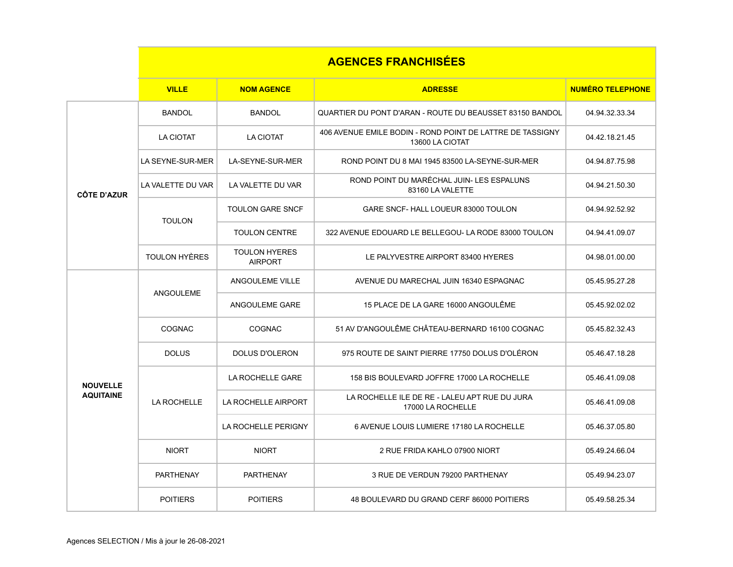## AGENCES FRANCHISÉES

| | VILLE | NOM AGENCE | ADRESSE | NUMÉRO TELEPHONE |
|---|---|---|---|---|
| CÔTE D'AZUR | BANDOL | BANDOL | QUARTIER DU PONT D'ARAN - ROUTE DU BEAUSSET 83150 BANDOL | 04.94.32.33.34 |
| | LA CIOTAT | LA CIOTAT | 406 AVENUE EMILE BODIN - ROND POINT DE LATTRE DE TASSIGNY 13600 LA CIOTAT | 04.42.18.21.45 |
| | LA SEYNE-SUR-MER | LA-SEYNE-SUR-MER | ROND POINT DU 8 MAI 1945 83500 LA-SEYNE-SUR-MER | 04.94.87.75.98 |
| | LA VALETTE DU VAR | LA VALETTE DU VAR | ROND POINT DU MARÉCHAL JUIN- LES ESPALUNS 83160 LA VALETTE | 04.94.21.50.30 |
| | TOULON | TOULON GARE SNCF | GARE SNCF- HALL LOUEUR 83000 TOULON | 04.94.92.52.92 |
| | | TOULON CENTRE | 322 AVENUE EDOUARD LE BELLEGOU- LA RODE 83000 TOULON | 04.94.41.09.07 |
| | TOULON HYÈRES | TOULON HYERES AIRPORT | LE PALYVESTRE AIRPORT 83400 HYERES | 04.98.01.00.00 |
| NOUVELLE AQUITAINE | ANGOULEME | ANGOULEME VILLE | AVENUE DU MARECHAL JUIN 16340 ESPAGNAC | 05.45.95.27.28 |
| | | ANGOULEME GARE | 15 PLACE DE LA GARE 16000 ANGOULÊME | 05.45.92.02.02 |
| | COGNAC | COGNAC | 51 AV D'ANGOULÊME CHÂTEAU-BERNARD 16100 COGNAC | 05.45.82.32.43 |
| | DOLUS | DOLUS D'OLERON | 975 ROUTE DE SAINT PIERRE 17750 DOLUS D'OLÉRON | 05.46.47.18.28 |
| | LA ROCHELLE | LA ROCHELLE GARE | 158 BIS BOULEVARD JOFFRE 17000 LA ROCHELLE | 05.46.41.09.08 |
| | | LA ROCHELLE AIRPORT | LA ROCHELLE ILE DE RE - LALEU APT RUE DU JURA 17000 LA ROCHELLE | 05.46.41.09.08 |
| | | LA ROCHELLE PERIGNY | 6 AVENUE LOUIS LUMIERE 17180 LA ROCHELLE | 05.46.37.05.80 |
| | NIORT | NIORT | 2 RUE FRIDA KAHLO 07900 NIORT | 05.49.24.66.04 |
| | PARTHENAY | PARTHENAY | 3 RUE DE VERDUN 79200 PARTHENAY | 05.49.94.23.07 |
| | POITIERS | POITIERS | 48 BOULEVARD DU GRAND CERF 86000 POITIERS | 05.49.58.25.34 |

Agences SELECTION / Mis à jour le 26-08-2021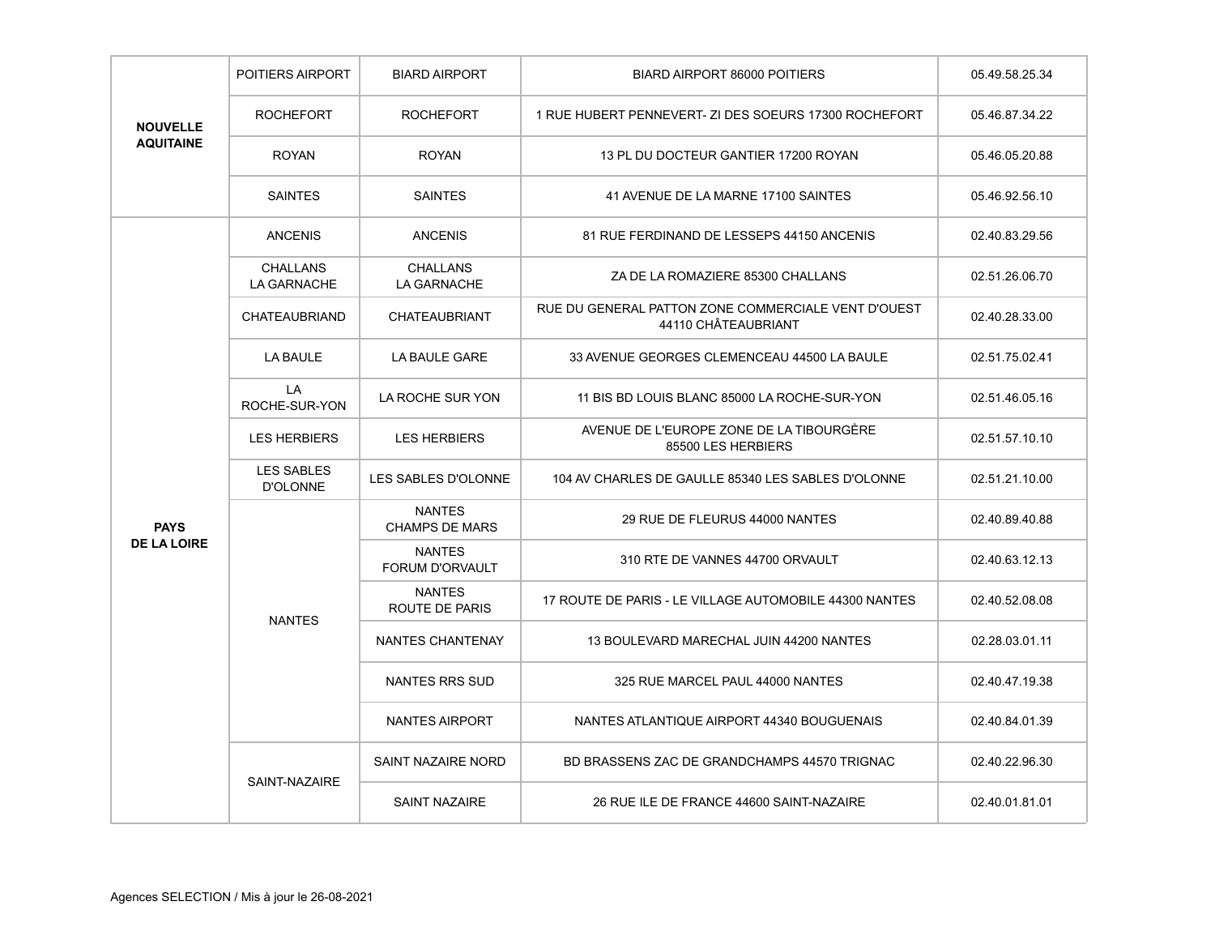| | | | | |
|---|---|---|---|---|
| **NOUVELLE AQUITAINE** | POITIERS AIRPORT | BIARD AIRPORT | BIARD AIRPORT 86000 POITIERS | 05.49.58.25.34 |
| | ROCHEFORT | ROCHEFORT | 1 RUE HUBERT PENNEVERT- ZI DES SOEURS 17300 ROCHEFORT | 05.46.87.34.22 |
| | ROYAN | ROYAN | 13 PL DU DOCTEUR GANTIER 17200 ROYAN | 05.46.05.20.88 |
| | SAINTES | SAINTES | 41 AVENUE DE LA MARNE 17100 SAINTES | 05.46.92.56.10 |
| **PAYS DE LA LOIRE** | ANCENIS | ANCENIS | 81 RUE FERDINAND DE LESSEPS 44150 ANCENIS | 02.40.83.29.56 |
| | CHALLANS LA GARNACHE | CHALLANS LA GARNACHE | ZA DE LA ROMAZIERE 85300 CHALLANS | 02.51.26.06.70 |
| | CHATEAUBRIAND | CHATEAUBRIANT | RUE DU GENERAL PATTON ZONE COMMERCIALE VENT D'OUEST 44110 CHÂTEAUBRIANT | 02.40.28.33.00 |
| | LA BAULE | LA BAULE GARE | 33 AVENUE GEORGES CLEMENCEAU 44500 LA BAULE | 02.51.75.02.41 |
| | LA ROCHE-SUR-YON | LA ROCHE SUR YON | 11 BIS BD LOUIS BLANC 85000 LA ROCHE-SUR-YON | 02.51.46.05.16 |
| | LES HERBIERS | LES HERBIERS | AVENUE DE L'EUROPE ZONE DE LA TIBOURGÈRE 85500 LES HERBIERS | 02.51.57.10.10 |
| | LES SABLES D'OLONNE | LES SABLES D'OLONNE | 104 AV CHARLES DE GAULLE 85340 LES SABLES D'OLONNE | 02.51.21.10.00 |
| | NANTES | NANTES CHAMPS DE MARS | 29 RUE DE FLEURUS 44000 NANTES | 02.40.89.40.88 |
| | | NANTES FORUM D'ORVAULT | 310 RTE DE VANNES 44700 ORVAULT | 02.40.63.12.13 |
| | | NANTES ROUTE DE PARIS | 17 ROUTE DE PARIS - LE VILLAGE AUTOMOBILE 44300 NANTES | 02.40.52.08.08 |
| | | NANTES CHANTENAY | 13 BOULEVARD MARECHAL JUIN 44200 NANTES | 02.28.03.01.11 |
| | | NANTES RRS SUD | 325 RUE MARCEL PAUL 44000 NANTES | 02.40.47.19.38 |
| | | NANTES AIRPORT | NANTES ATLANTIQUE AIRPORT 44340 BOUGUENAIS | 02.40.84.01.39 |
| | SAINT-NAZAIRE | SAINT NAZAIRE NORD | BD BRASSENS ZAC DE GRANDCHAMPS 44570 TRIGNAC | 02.40.22.96.30 |
| | | SAINT NAZAIRE | 26 RUE ILE DE FRANCE 44600 SAINT-NAZAIRE | 02.40.01.81.01 |

Agences SELECTION / Mis à jour le 26-08-2021